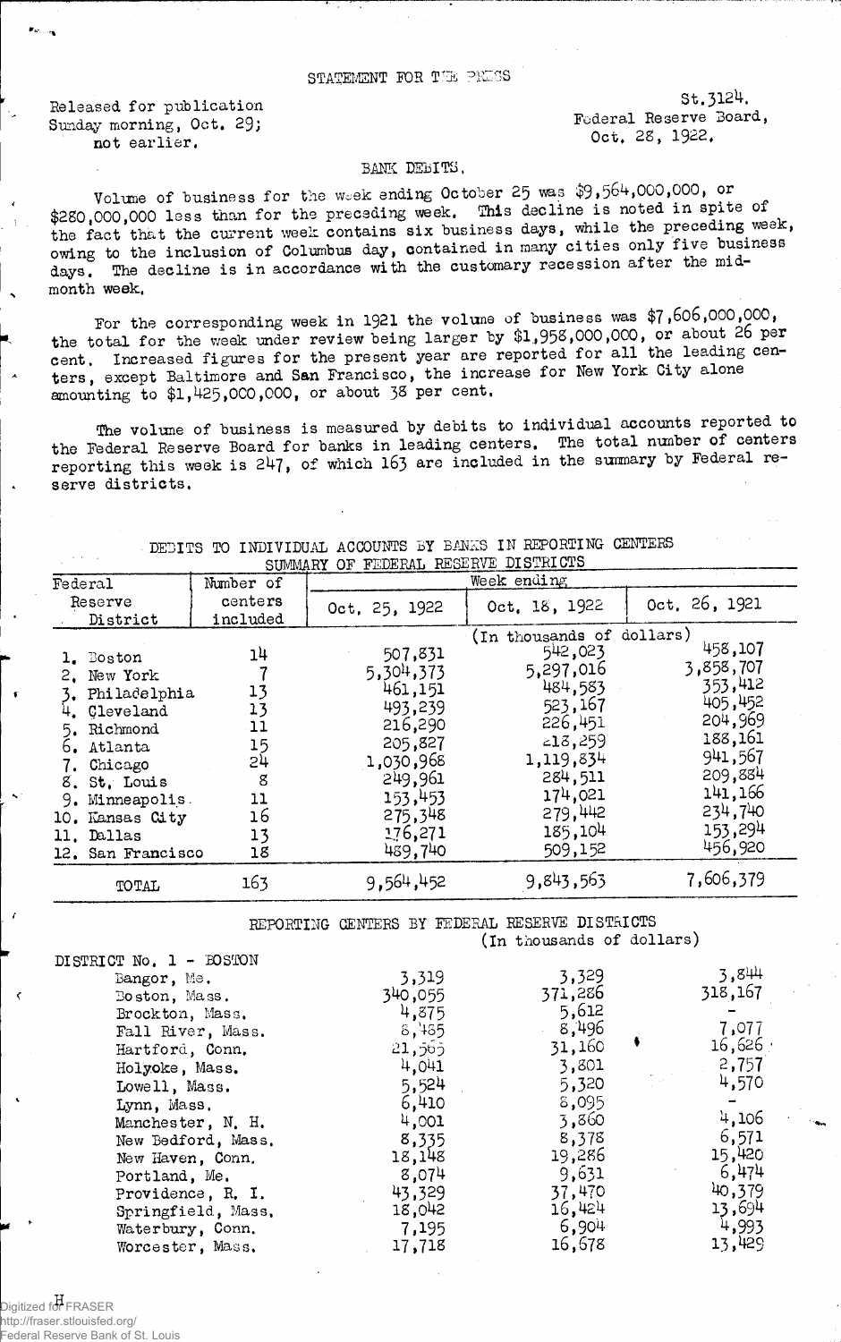STATEMENT FOR THE PRESS

Released for publication
Sunday morning, Oct. 29;
not earlier.

St.3124.
Federal Reserve Board,
Oct. 28, 1922.

## BANK DEBITS.

Volume of business for the week ending October 25 was $9,564,000,000, or $280,000,000 less than for the preceding week. This decline is noted in spite of the fact that the current week contains six business days, while the preceding week, owing to the inclusion of Columbus day, contained in many cities only five business days. The decline is in accordance with the customary recession after the mid-month week.

For the corresponding week in 1921 the volume of business was $7,606,000,000, the total for the week under review being larger by $1,958,000,000, or about 26 per cent. Increased figures for the present year are reported for all the leading centers, except Baltimore and San Francisco, the increase for New York City alone amounting to $1,425,000,000, or about 38 per cent.

The volume of business is measured by debits to individual accounts reported to the Federal Reserve Board for banks in leading centers. The total number of centers reporting this week is 247, of which 163 are included in the summary by Federal reserve districts.

DEBITS TO INDIVIDUAL ACCOUNTS BY BANKS IN REPORTING CENTERS
SUMMARY OF FEDERAL RESERVE DISTRICTS

| Federal Reserve District | Number of centers included | Week ending Oct. 25, 1922 | Oct. 18, 1922 | Oct. 26, 1921 |
|---|---|---|---|---|
| | | (In thousands of dollars) | | |
| 1. Boston | 14 | 507,831 | 542,023 | 458,107 |
| 2. New York | 7 | 5,304,373 | 5,297,016 | 3,858,707 |
| 3. Philadelphia | 13 | 461,151 | 484,583 | 353,412 |
| 4. Cleveland | 13 | 493,239 | 523,167 | 405,452 |
| 5. Richmond | 11 | 216,290 | 226,451 | 204,969 |
| 6. Atlanta | 15 | 205,827 | 218,259 | 188,161 |
| 7. Chicago | 24 | 1,030,968 | 1,119,834 | 941,567 |
| 8. St. Louis | 8 | 249,961 | 284,511 | 209,884 |
| 9. Minneapolis | 11 | 153,453 | 174,021 | 141,166 |
| 10. Kansas City | 16 | 275,348 | 279,442 | 234,740 |
| 11. Dallas | 13 | 176,271 | 185,104 | 153,294 |
| 12. San Francisco | 18 | 489,740 | 509,152 | 456,920 |
| TOTAL | 163 | 9,564,452 | 9,843,563 | 7,606,379 |

REPORTING CENTERS BY FEDERAL RESERVE DISTRICTS
(In thousands of dollars)

| DISTRICT No. 1 - BOSTON | Oct. 25, 1922 | Oct. 18, 1922 | Oct. 26, 1921 |
|---|---|---|---|
| Bangor, Me. | 3,319 | 3,329 | 3,844 |
| Boston, Mass. | 340,055 | 371,286 | 318,167 |
| Brockton, Mass. | 4,875 | 5,612 | - |
| Fall River, Mass. | 8,485 | 8,496 | 7,077 |
| Hartford, Conn. | 21,565 | 31,160 | 16,626 |
| Holyoke, Mass. | 4,041 | 3,801 | 2,757 |
| Lowell, Mass. | 5,524 | 5,320 | 4,570 |
| Lynn, Mass. | 6,410 | 8,095 | - |
| Manchester, N. H. | 4,001 | 3,860 | 4,106 |
| New Bedford, Mass. | 8,335 | 8,378 | 6,571 |
| New Haven, Conn. | 18,148 | 19,286 | 15,420 |
| Portland, Me. | 8,074 | 9,631 | 6,474 |
| Providence, R. I. | 43,329 | 37,470 | 40,379 |
| Springfield, Mass. | 18,042 | 16,424 | 13,694 |
| Waterbury, Conn. | 7,195 | 6,904 | 4,993 |
| Worcester, Mass. | 17,718 | 16,678 | 13,429 |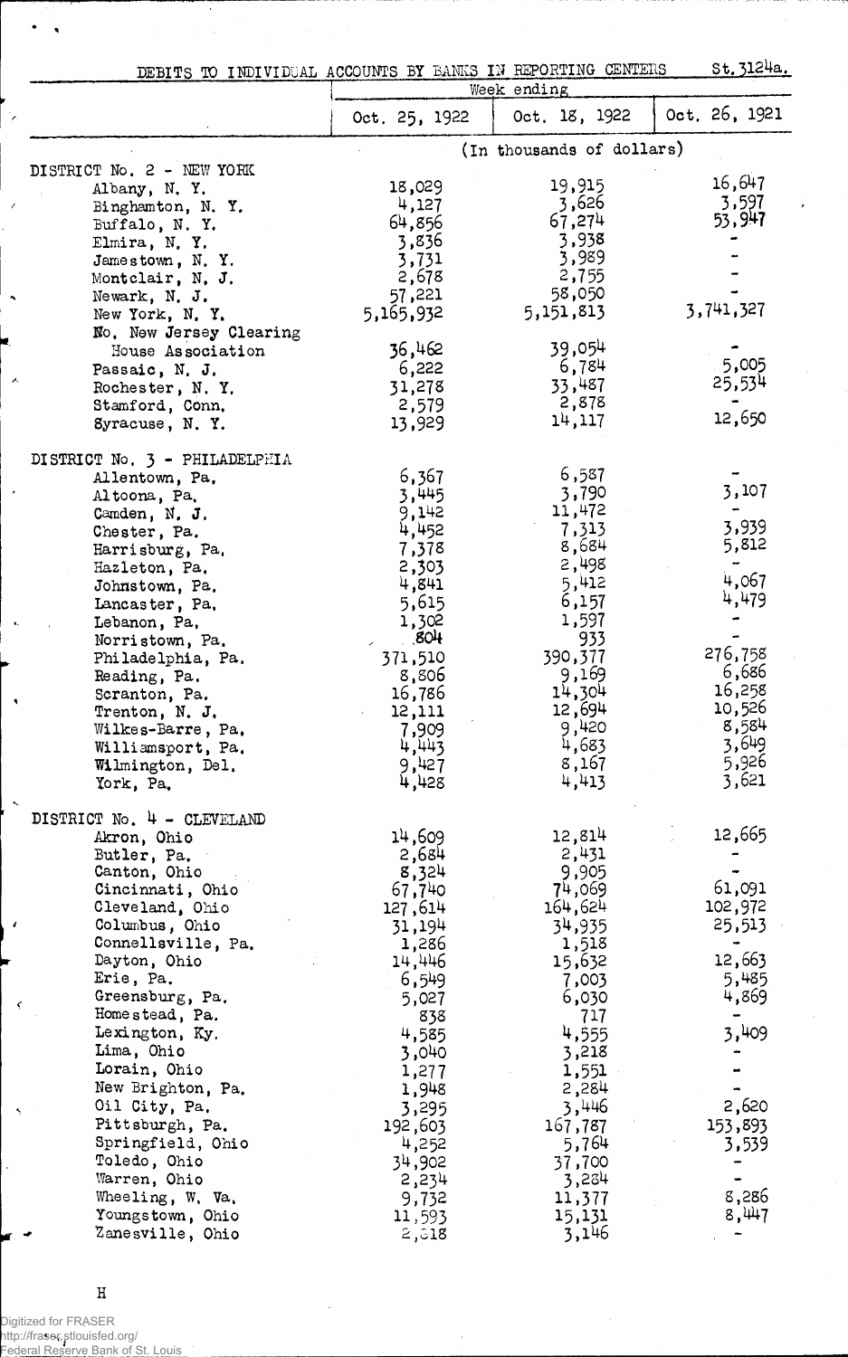## DEBITS TO INDIVIDUAL ACCOUNTS BY BANKS IN REPORTING CENTERS

St. 3124a.

| | Oct. 25, 1922 | Oct. 18, 1922 | Oct. 26, 1921 |
|---|---|---|---|
| | (In thousands of dollars) | | |
| **DISTRICT No. 2 - NEW YORK** | | | |
| Albany, N. Y. | 18,029 | 19,915 | 16,647 |
| Binghamton, N. Y. | 4,127 | 3,626 | 3,597 |
| Buffalo, N. Y. | 64,856 | 67,274 | 53,947 |
| Elmira, N. Y. | 3,836 | 3,938 | - |
| Jamestown, N. Y. | 3,731 | 3,989 | - |
| Montclair, N. J. | 2,678 | 2,755 | - |
| Newark, N. J. | 57,221 | 58,050 | - |
| New York, N. Y. | 5,165,932 | 5,151,813 | 3,741,327 |
| No. New Jersey Clearing House Association | 36,462 | 39,054 | - |
| Passaic, N. J. | 6,222 | 6,784 | 5,005 |
| Rochester, N. Y. | 31,278 | 33,487 | 25,534 |
| Stamford, Conn. | 2,579 | 2,878 | - |
| Syracuse, N. Y. | 13,929 | 14,117 | 12,650 |
| **DISTRICT No. 3 - PHILADELPHIA** | | | |
| Allentown, Pa. | 6,367 | 6,587 | - |
| Altoona, Pa. | 3,445 | 3,790 | 3,107 |
| Camden, N. J. | 9,142 | 11,472 | - |
| Chester, Pa. | 4,452 | 7,313 | 3,939 |
| Harrisburg, Pa. | 7,378 | 8,684 | 5,812 |
| Hazleton, Pa. | 2,303 | 2,498 | - |
| Johnstown, Pa. | 4,841 | 5,412 | 4,067 |
| Lancaster, Pa. | 5,615 | 6,157 | 4,479 |
| Lebanon, Pa. | 1,302 | 1,597 | - |
| Norristown, Pa. | 804 | 933 | - |
| Philadelphia, Pa. | 371,510 | 390,377 | 276,758 |
| Reading, Pa. | 8,806 | 9,169 | 6,686 |
| Scranton, Pa. | 16,786 | 14,304 | 16,258 |
| Trenton, N. J. | 12,111 | 12,694 | 10,526 |
| Wilkes-Barre, Pa. | 7,909 | 9,420 | 8,584 |
| Williamsport, Pa. | 4,443 | 4,683 | 3,649 |
| Wilmington, Del. | 9,427 | 8,167 | 5,926 |
| York, Pa. | 4,428 | 4,413 | 3,621 |
| **DISTRICT No. 4 - CLEVELAND** | | | |
| Akron, Ohio | 14,609 | 12,814 | 12,665 |
| Butler, Pa. | 2,684 | 2,431 | - |
| Canton, Ohio | 8,324 | 9,905 | - |
| Cincinnati, Ohio | 67,740 | 74,069 | 61,091 |
| Cleveland, Ohio | 127,614 | 164,624 | 102,972 |
| Columbus, Ohio | 31,194 | 34,935 | 25,513 |
| Connellsville, Pa. | 1,286 | 1,518 | - |
| Dayton, Ohio | 14,446 | 15,632 | 12,663 |
| Erie, Pa. | 6,549 | 7,003 | 5,485 |
| Greensburg, Pa. | 5,027 | 6,030 | 4,869 |
| Homestead, Pa. | 838 | 717 | - |
| Lexington, Ky. | 4,585 | 4,555 | 3,409 |
| Lima, Ohio | 3,040 | 3,218 | - |
| Lorain, Ohio | 1,277 | 1,551 | - |
| New Brighton, Pa. | 1,948 | 2,284 | - |
| Oil City, Pa. | 3,295 | 3,446 | 2,620 |
| Pittsburgh, Pa. | 192,603 | 167,787 | 153,893 |
| Springfield, Ohio | 4,252 | 5,764 | 3,539 |
| Toledo, Ohio | 34,902 | 37,700 | - |
| Warren, Ohio | 2,234 | 3,284 | - |
| Wheeling, W. Va. | 9,732 | 11,377 | 8,286 |
| Youngstown, Ohio | 11,593 | 15,131 | 8,447 |
| Zanesville, Ohio | 2,818 | 3,146 | - |

H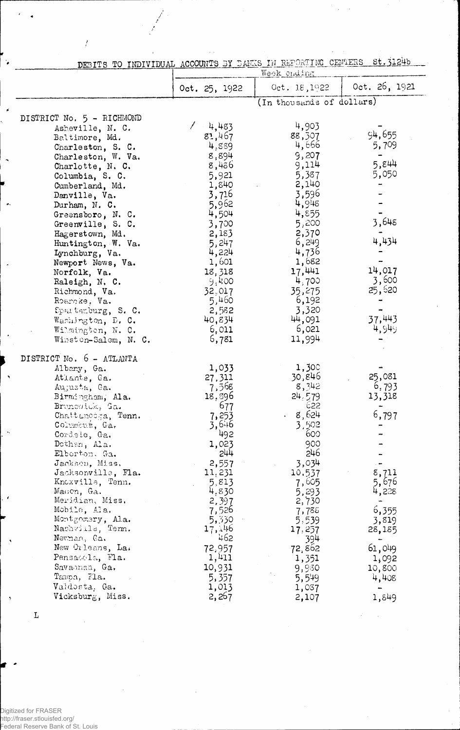DEBITS TO INDIVIDUAL ACCOUNTS BY BANKS IN REPORTING CENTERS St.3124b

| | Week ending | | |
|---|---|---|---|
| | Oct. 25, 1922 | Oct. 18, 1922 | Oct. 26, 1921 |
| | (In thousands of dollars) | | |
| **DISTRICT No. 5 - RICHMOND** | | | |
| Asheville, N. C. | 4,483 | 4,903 | - |
| Baltimore, Md. | 81,467 | 88,507 | 94,655 |
| Charleston, S. C. | 4,889 | 4,666 | 5,709 |
| Charleston, W. Va. | 8,894 | 9,207 | - |
| Charlotte, N. C. | 8,486 | 9,114 | 5,844 |
| Columbia, S. C. | 5,921 | 5,387 | 5,050 |
| Cumberland, Md. | 1,840 | 2,140 | - |
| Danville, Va. | 3,716 | 3,596 | - |
| Durham, N. C. | 5,962 | 4,948 | - |
| Greensboro, N. C. | 4,504 | 4,855 | - |
| Greenville, S. C. | 3,700 | 5,200 | 3,648 |
| Hagerstown, Md. | 2,183 | 2,370 | - |
| Huntington, W. Va. | 5,247 | 6,249 | 4,434 |
| Lynchburg, Va. | 4,224 | 4,736 | - |
| Newport News, Va. | 1,601 | 1,682 | - |
| Norfolk, Va. | 18,318 | 17,441 | 14,017 |
| Raleigh, N. C. | 9,400 | 4,700 | 3,600 |
| Richmond, Va. | 32,017 | 35,275 | 25,620 |
| Roanoke, Va. | 5,460 | 6,192 | - |
| Spartanburg, S. C. | 2,582 | 3,320 | - |
| Washington, D. C. | 40,834 | 44,091 | 37,443 |
| Wilmington, N. C. | 6,011 | 6,021 | 4,949 |
| Winston-Salem, N. C. | 6,781 | 11,994 | - |
| **DISTRICT No. 6 - ATLANTA** | | | |
| Albany, Ga. | 1,033 | 1,300 | - |
| Atlanta, Ga. | 27,311 | 30,846 | 25,081 |
| Augusta, Ga. | 7,568 | 8,342 | 6,793 |
| Birmingham, Ala. | 18,896 | 24,579 | 13,318 |
| Brunswick, Ga. | 677 | 622 | - |
| Chattanooga, Tenn. | 7,253 | 8,624 | 6,797 |
| Columbus, Ga. | 3,646 | 3,502 | - |
| Cordele, Ga. | 492 | 600 | - |
| Dothan, Ala. | 1,023 | 900 | - |
| Elberton, Ga. | 244 | 246 | - |
| Jackson, Miss. | 2,557 | 3,034 | - |
| Jacksonville, Fla. | 11,231 | 10,537 | 8,711 |
| Knoxville, Tenn. | 5,813 | 7,605 | 5,676 |
| Macon, Ga. | 4,830 | 5,293 | 4,228 |
| Meridian, Miss. | 2,397 | 2,730 | - |
| Mobile, Ala. | 7,526 | 7,788 | 6,355 |
| Montgomery, Ala. | 5,330 | 5,539 | 3,819 |
| Nashville, Tenn. | 17,146 | 17,257 | 28,185 |
| Newnan, Ga. | 462 | 394 | - |
| New Orleans, La. | 72,957 | 72,862 | 61,049 |
| Pensacola, Fla. | 1,411 | 1,351 | 1,092 |
| Savannah, Ga. | 10,931 | 9,930 | 10,800 |
| Tampa, Fla. | 5,357 | 5,549 | 4,408 |
| Valdosta, Ga. | 1,013 | 1,037 | - |
| Vicksburg, Miss. | 2,267 | 2,107 | 1,849 |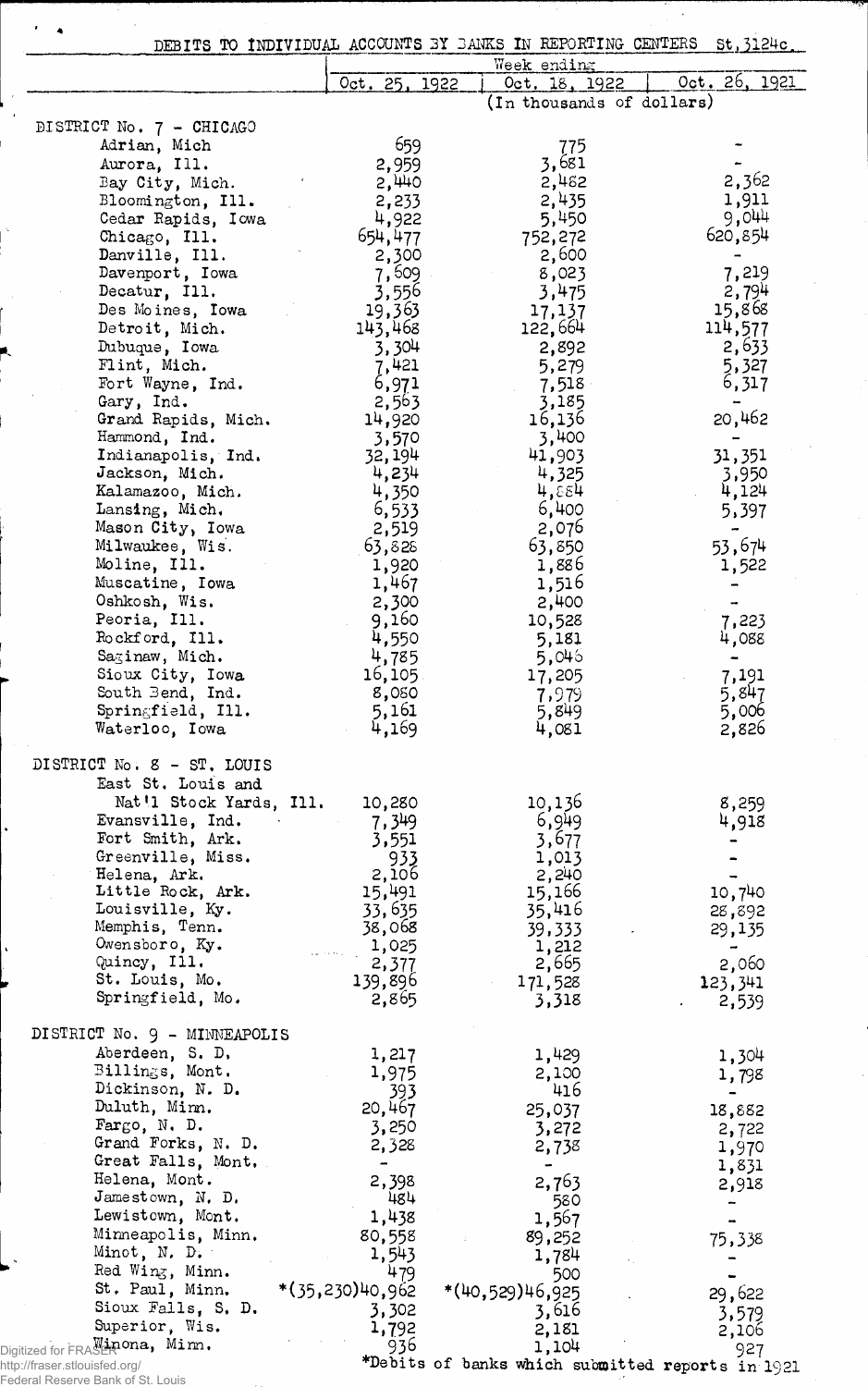DEBITS TO INDIVIDUAL ACCOUNTS BY BANKS IN REPORTING CENTERS St.3124c.

| | Week ending | | |
|---|---|---|---|
| | Oct. 25, 1922 | Oct. 18, 1922 | Oct. 26, 1921 |
| | (In thousands of dollars) | | |
| DISTRICT No. 7 - CHICAGO | | | |
| Adrian, Mich | 659 | 775 | - |
| Aurora, Ill. | 2,959 | 3,681 | - |
| Bay City, Mich. | 2,440 | 2,482 | 2,362 |
| Bloomington, Ill. | 2,233 | 2,435 | 1,911 |
| Cedar Rapids, Iowa | 4,922 | 5,450 | 9,044 |
| Chicago, Ill. | 654,477 | 752,272 | 620,854 |
| Danville, Ill. | 2,300 | 2,600 | - |
| Davenport, Iowa | 7,609 | 8,023 | 7,219 |
| Decatur, Ill. | 3,556 | 3,475 | 2,794 |
| Des Moines, Iowa | 19,363 | 17,137 | 15,868 |
| Detroit, Mich. | 143,468 | 122,664 | 114,577 |
| Dubuque, Iowa | 3,304 | 2,892 | 2,633 |
| Flint, Mich. | 7,421 | 5,279 | 5,327 |
| Fort Wayne, Ind. | 6,971 | 7,518 | 6,317 |
| Gary, Ind. | 2,563 | 3,185 | - |
| Grand Rapids, Mich. | 14,920 | 16,136 | 20,462 |
| Hammond, Ind. | 3,570 | 3,400 | - |
| Indianapolis, Ind. | 32,194 | 41,903 | 31,351 |
| Jackson, Mich. | 4,234 | 4,325 | 3,950 |
| Kalamazoo, Mich. | 4,350 | 4,884 | 4,124 |
| Lansing, Mich. | 6,533 | 6,400 | 5,397 |
| Mason City, Iowa | 2,519 | 2,076 | - |
| Milwaukee, Wis. | 63,828 | 63,850 | 53,674 |
| Moline, Ill. | 1,920 | 1,886 | 1,522 |
| Muscatine, Iowa | 1,467 | 1,516 | - |
| Oshkosh, Wis. | 2,300 | 2,400 | - |
| Peoria, Ill. | 9,160 | 10,528 | 7,223 |
| Rockford, Ill. | 4,550 | 5,181 | 4,088 |
| Saginaw, Mich. | 4,785 | 5,046 | - |
| Sioux City, Iowa | 16,105 | 17,205 | 7,191 |
| South Bend, Ind. | 8,080 | 7,979 | 5,847 |
| Springfield, Ill. | 5,161 | 5,849 | 5,006 |
| Waterloo, Iowa | 4,169 | 4,081 | 2,826 |
| DISTRICT No. 8 - ST. LOUIS | | | |
| East St. Louis and Nat'l Stock Yards, Ill. | 10,280 | 10,136 | 8,259 |
| Evansville, Ind. | 7,349 | 6,949 | 4,918 |
| Fort Smith, Ark. | 3,551 | 3,677 | - |
| Greenville, Miss. | 933 | 1,013 | - |
| Helena, Ark. | 2,106 | 2,240 | - |
| Little Rock, Ark. | 15,491 | 15,166 | 10,740 |
| Louisville, Ky. | 33,635 | 35,416 | 28,892 |
| Memphis, Tenn. | 38,068 | 39,333 | 29,135 |
| Owensboro, Ky. | 1,025 | 1,212 | - |
| Quincy, Ill. | 2,377 | 2,665 | 2,060 |
| St. Louis, Mo. | 139,896 | 171,528 | 123,341 |
| Springfield, Mo. | 2,865 | 3,318 | 2,539 |
| DISTRICT No. 9 - MINNEAPOLIS | | | |
| Aberdeen, S. D. | 1,217 | 1,429 | 1,304 |
| Billings, Mont. | 1,975 | 2,100 | 1,798 |
| Dickinson, N. D. | 393 | 416 | - |
| Duluth, Minn. | 20,467 | 25,037 | 18,882 |
| Fargo, N. D. | 3,250 | 3,272 | 2,722 |
| Grand Forks, N. D. | 2,328 | 2,738 | 1,970 |
| Great Falls, Mont. | - | - | 1,831 |
| Helena, Mont. | 2,398 | 2,763 | 2,918 |
| Jamestown, N. D. | 484 | 580 | - |
| Lewistown, Mont. | 1,438 | 1,567 | - |
| Minneapolis, Minn. | 80,558 | 89,252 | 75,338 |
| Minot, N. D. | 1,543 | 1,784 | - |
| Red Wing, Minn. | 479 | 500 | - |
| St. Paul, Minn. | *(35,230)40,962 | *(40,529)46,925 | 29,622 |
| Sioux Falls, S. D. | 3,302 | 3,616 | 3,579 |
| Superior, Wis. | 1,792 | 2,181 | 2,106 |
| Winona, Minn. | 936 | 1,104 | 927 |

*Debits of banks which submitted reports in 1921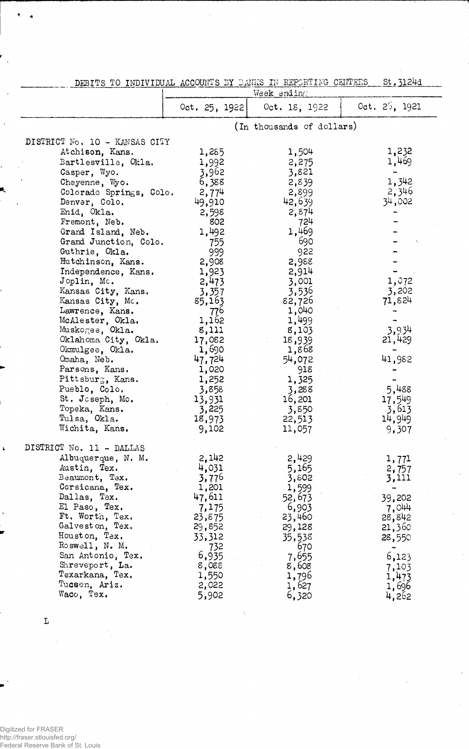DEBITS TO INDIVIDUAL ACCOUNTS BY BANKS IN REPORTING CENTERS St. 3124d

| | Week ending | | |
|---|---|---|---|
| | Oct. 25, 1922 | Oct. 18, 1922 | Oct. 26, 1921 |
| | (In thousands of dollars) | | |
| **DISTRICT No. 10 - KANSAS CITY** | | | |
| Atchison, Kans. | 1,285 | 1,504 | 1,232 |
| Bartlesville, Okla. | 1,992 | 2,275 | 1,469 |
| Casper, Wyo. | 3,962 | 3,821 | - |
| Cheyenne, Wyo. | 6,388 | 2,839 | 1,342 |
| Colorado Springs, Colo. | 2,774 | 2,899 | 2,346 |
| Denver, Colo. | 49,910 | 42,639 | 34,002 |
| Enid, Okla. | 2,598 | 2,874 | - |
| Fremont, Neb. | 802 | 724 | - |
| Grand Island, Neb. | 1,492 | 1,469 | - |
| Grand Junction, Colo. | 755 | 690 | - |
| Guthrie, Okla. | 999 | 922 | - |
| Hutchinson, Kans. | 2,908 | 2,988 | - |
| Independence, Kans. | 1,923 | 2,914 | - |
| Joplin, Mo. | 2,473 | 3,001 | 1,072 |
| Kansas City, Kans. | 3,357 | 3,536 | 3,202 |
| Kansas City, Mo. | 85,163 | 82,726 | 71,824 |
| Lawrence, Kans. | 776 | 1,040 | - |
| McAlester, Okla. | 1,162 | 1,499 | - |
| Muskogee, Okla. | 8,111 | 8,103 | 3,934 |
| Oklahoma City, Okla. | 17,082 | 18,939 | 21,429 |
| Okmulgee, Okla. | 1,690 | 1,868 | - |
| Omaha, Neb. | 47,724 | 54,072 | 41,982 |
| Parsons, Kans. | 1,020 | 918 | - |
| Pittsburg, Kans. | 1,252 | 1,325 | - |
| Pueblo, Colo. | 3,858 | 3,288 | 5,488 |
| St. Joseph, Mo. | 13,931 | 16,201 | 17,549 |
| Topeka, Kans. | 3,225 | 3,850 | 3,613 |
| Tulsa, Okla. | 18,973 | 22,513 | 14,949 |
| Wichita, Kans. | 9,102 | 11,057 | 9,307 |
| **DISTRICT No. 11 - DALLAS** | | | |
| Albuquerque, N. M. | 2,142 | 2,429 | 1,771 |
| Austin, Tex. | 4,031 | 5,165 | 2,757 |
| Beaumont, Tex. | 3,776 | 3,802 | 3,111 |
| Corsicana, Tex. | 1,201 | 1,599 | - |
| Dallas, Tex. | 47,611 | 52,673 | 39,202 |
| El Paso, Tex. | 7,175 | 6,903 | 7,044 |
| Ft. Worth, Tex. | 23,875 | 23,460 | 28,842 |
| Galveston, Tex. | 29,852 | 29,128 | 21,360 |
| Houston, Tex. | 33,312 | 35,538 | 28,550 |
| Roswell, N. M. | 732 | 670 | - |
| San Antonio, Tex. | 6,935 | 7,655 | 6,123 |
| Shreveport, La. | 8,088 | 8,608 | 7,103 |
| Texarkana, Tex. | 1,550 | 1,796 | 1,473 |
| Tucson, Ariz. | 2,022 | 1,627 | 1,696 |
| Waco, Tex. | 5,902 | 6,320 | 4,262 |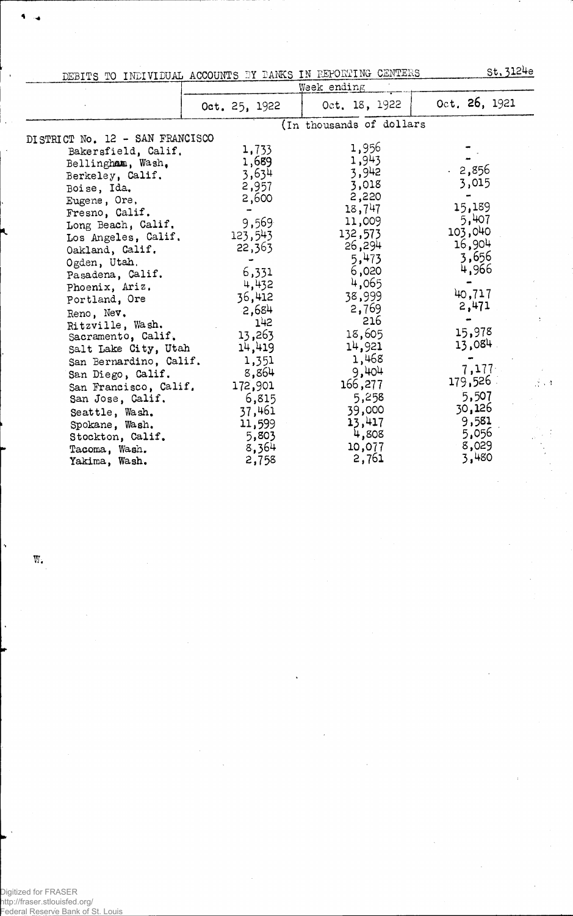St.3124e

DEBITS TO INDIVIDUAL ACCOUNTS BY BANKS IN REPORTING CENTERS

| | Week ending | | |
|---|---|---|---|
| | Oct. 25, 1922 | Oct. 18, 1922 | Oct. 26, 1921 |
| | (In thousands of dollars | | |
| DISTRICT No. 12 - SAN FRANCISCO | | | |
| Bakersfield, Calif. | 1,733 | 1,956 | - |
| Bellingham, Wash. | 1,689 | 1,943 | - |
| Berkeley, Calif. | 3,634 | 3,942 | 2,856 |
| Boise, Ida. | 2,957 | 3,018 | 3,015 |
| Eugene, Ore. | 2,600 | 2,220 | - |
| Fresno, Calif. | - | 18,747 | 15,189 |
| Long Beach, Calif. | 9,569 | 11,009 | 5,407 |
| Los Angeles, Calif. | 123,543 | 132,573 | 103,040 |
| Oakland, Calif. | 22,363 | 26,294 | 16,904 |
| Ogden, Utah. | - | 5,473 | 3,656 |
| Pasadena, Calif. | 6,331 | 6,020 | 4,966 |
| Phoenix, Ariz. | 4,432 | 4,065 | - |
| Portland, Ore | 36,412 | 38,999 | 40,717 |
| Reno, Nev. | 2,684 | 2,769 | 2,471 |
| Ritzville, Wash. | 142 | 216 | - |
| Sacramento, Calif. | 13,263 | 18,605 | 15,978 |
| Salt Lake City, Utah | 14,419 | 14,921 | 13,084 |
| San Bernardino, Calif. | 1,351 | 1,468 | - |
| San Diego, Calif. | 8,864 | 9,404 | 7,177 |
| San Francisco, Calif. | 172,901 | 166,277 | 179,526 |
| San Jose, Calif. | 6,815 | 5,258 | 5,507 |
| Seattle, Wash. | 37,461 | 39,000 | 30,126 |
| Spokane, Wash. | 11,599 | 13,417 | 9,581 |
| Stockton, Calif. | 5,803 | 4,808 | 5,056 |
| Tacoma, Wash. | 8,364 | 10,077 | 8,029 |
| Yakima, Wash. | 2,758 | 2,761 | 3,480 |

W.